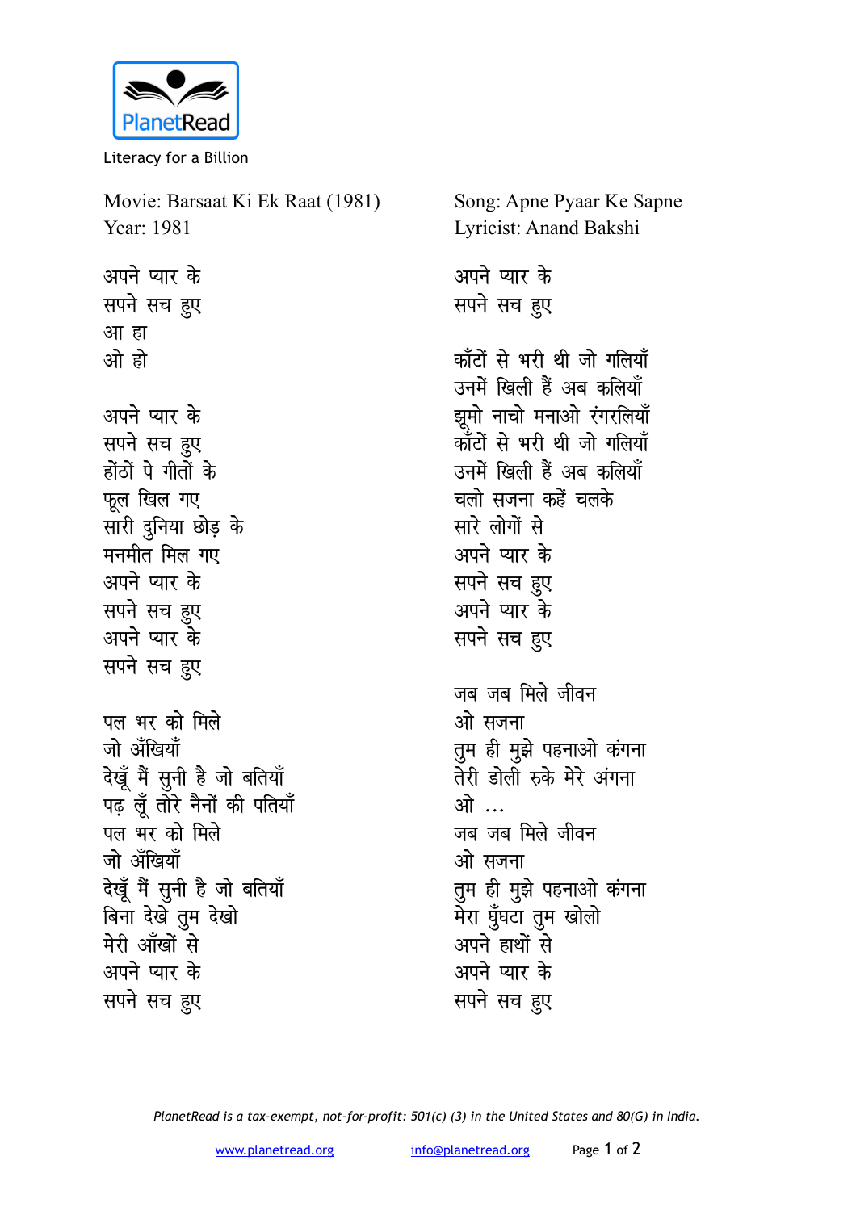PlanetRead

Literacy for a Billion

Movie: Barsaat Ki Ek Raat (1981)
Year: 1981

Song: Apne Pyaar Ke Sapne
Lyricist: Anand Bakshi

अपने प्यार के
सपने सच हुए
आ हा
ओ हो

अपने प्यार के
सपने सच हुए
होंठों पे गीतों के
फूल खिल गए
सारी दुनिया छोड़ के
मनमीत मिल गए
अपने प्यार के
सपने सच हुए
अपने प्यार के
सपने सच हुए

पल भर को मिले
जो अँखियाँ
देखूँ मैं सुनी है जो बतियाँ
पढ़ लूँ तोरे नैनों की पतियाँ
पल भर को मिले
जो अँखियाँ
देखूँ मैं सुनी है जो बतियाँ
बिना देखे तुम देखो
मेरी आँखों से
अपने प्यार के
सपने सच हुए

अपने प्यार के
सपने सच हुए

काँटों से भरी थी जो गलियाँ
उनमें खिली हैं अब कलियाँ
झूमो नाचो मनाओ रंगरलियाँ
काँटों से भरी थी जो गलियाँ
उनमें खिली हैं अब कलियाँ
चलो सजना कहें चलके
सारे लोगों से
अपने प्यार के
सपने सच हुए
अपने प्यार के
सपने सच हुए

जब जब मिले जीवन
ओ सजना
तुम ही मुझे पहनाओ कंगना
तेरी डोली रुके मेरे अंगना
ओ ...
जब जब मिले जीवन
ओ सजना
तुम ही मुझे पहनाओ कंगना
मेरा घुंघटा तुम खोलो
अपने हाथों से
अपने प्यार के
सपने सच हुए

*PlanetRead is a tax-exempt, not-for-profit: 501(c) (3) in the United States and 80(G) in India.*

www.planetread.org info@planetread.org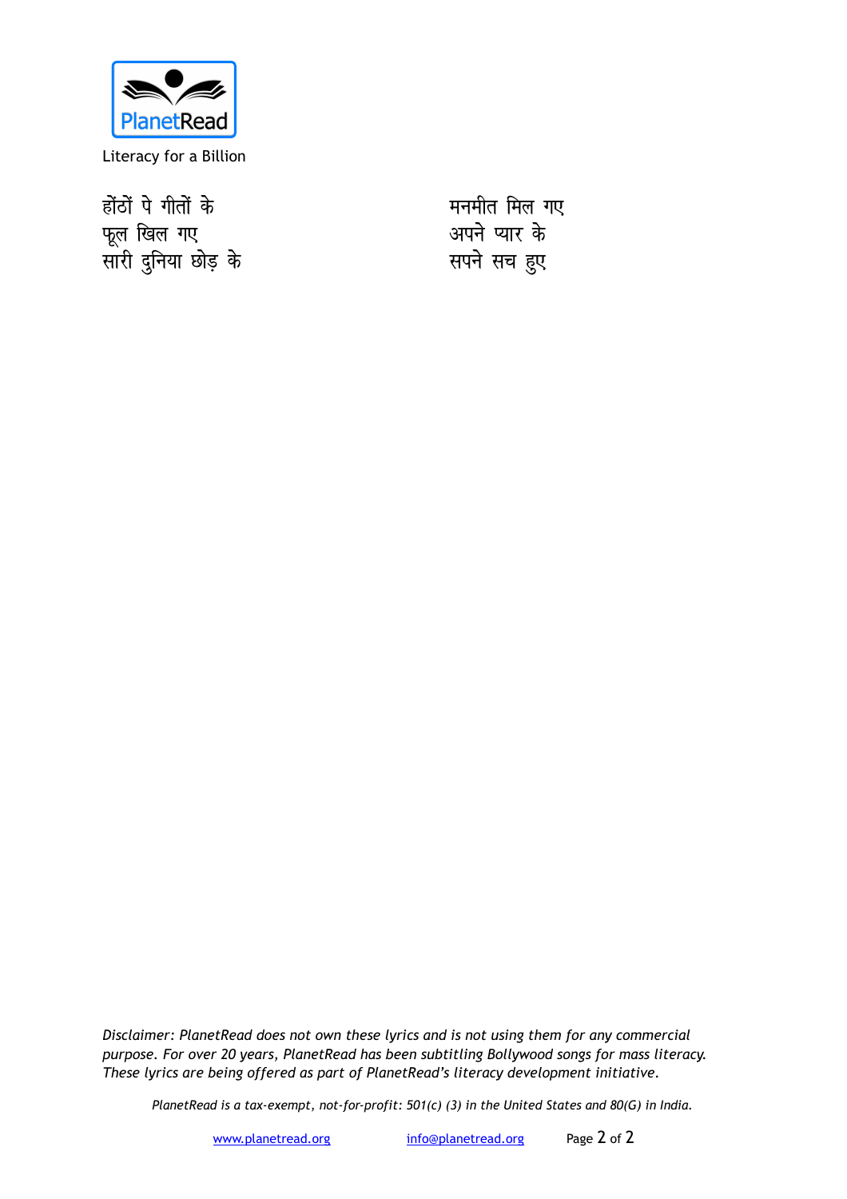Literacy for a Billion

होंठों पे गीतों के
फूल खिल गए
सारी दुनिया छोड़ के

मनमीत मिल गए
अपने प्यार के
सपने सच हुए

*Disclaimer: PlanetRead does not own these lyrics and is not using them for any commercial purpose. For over 20 years, PlanetRead has been subtitling Bollywood songs for mass literacy. These lyrics are being offered as part of PlanetRead's literacy development initiative.*

*PlanetRead is a tax-exempt, not-for-profit: 501(c) (3) in the United States and 80(G) in India.*

www.planetread.org info@planetread.org